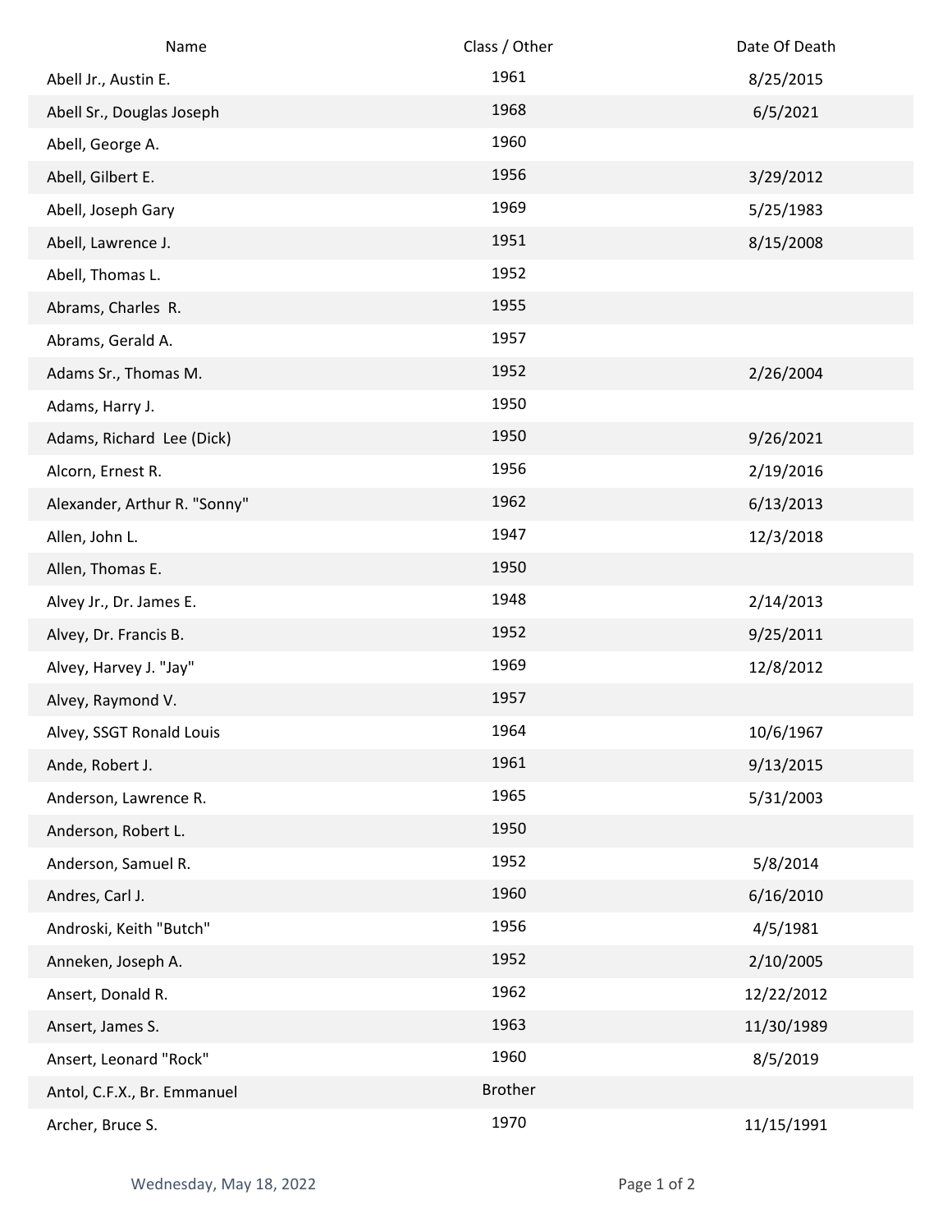| Name | Class / Other | Date Of Death |
| --- | --- | --- |
| Abell Jr., Austin E. | 1961 | 8/25/2015 |
| Abell Sr., Douglas Joseph | 1968 | 6/5/2021 |
| Abell, George A. | 1960 | |
| Abell, Gilbert E. | 1956 | 3/29/2012 |
| Abell, Joseph Gary | 1969 | 5/25/1983 |
| Abell, Lawrence J. | 1951 | 8/15/2008 |
| Abell, Thomas L. | 1952 | |
| Abrams, Charles R. | 1955 | |
| Abrams, Gerald A. | 1957 | |
| Adams Sr., Thomas M. | 1952 | 2/26/2004 |
| Adams, Harry J. | 1950 | |
| Adams, Richard Lee (Dick) | 1950 | 9/26/2021 |
| Alcorn, Ernest R. | 1956 | 2/19/2016 |
| Alexander, Arthur R. "Sonny" | 1962 | 6/13/2013 |
| Allen, John L. | 1947 | 12/3/2018 |
| Allen, Thomas E. | 1950 | |
| Alvey Jr., Dr. James E. | 1948 | 2/14/2013 |
| Alvey, Dr. Francis B. | 1952 | 9/25/2011 |
| Alvey, Harvey J. "Jay" | 1969 | 12/8/2012 |
| Alvey, Raymond V. | 1957 | |
| Alvey, SSGT Ronald Louis | 1964 | 10/6/1967 |
| Ande, Robert J. | 1961 | 9/13/2015 |
| Anderson, Lawrence R. | 1965 | 5/31/2003 |
| Anderson, Robert L. | 1950 | |
| Anderson, Samuel R. | 1952 | 5/8/2014 |
| Andres, Carl J. | 1960 | 6/16/2010 |
| Androski, Keith "Butch" | 1956 | 4/5/1981 |
| Anneken, Joseph A. | 1952 | 2/10/2005 |
| Ansert, Donald R. | 1962 | 12/22/2012 |
| Ansert, James S. | 1963 | 11/30/1989 |
| Ansert, Leonard "Rock" | 1960 | 8/5/2019 |
| Antol, C.F.X., Br. Emmanuel | Brother | |
| Archer, Bruce S. | 1970 | 11/15/1991 |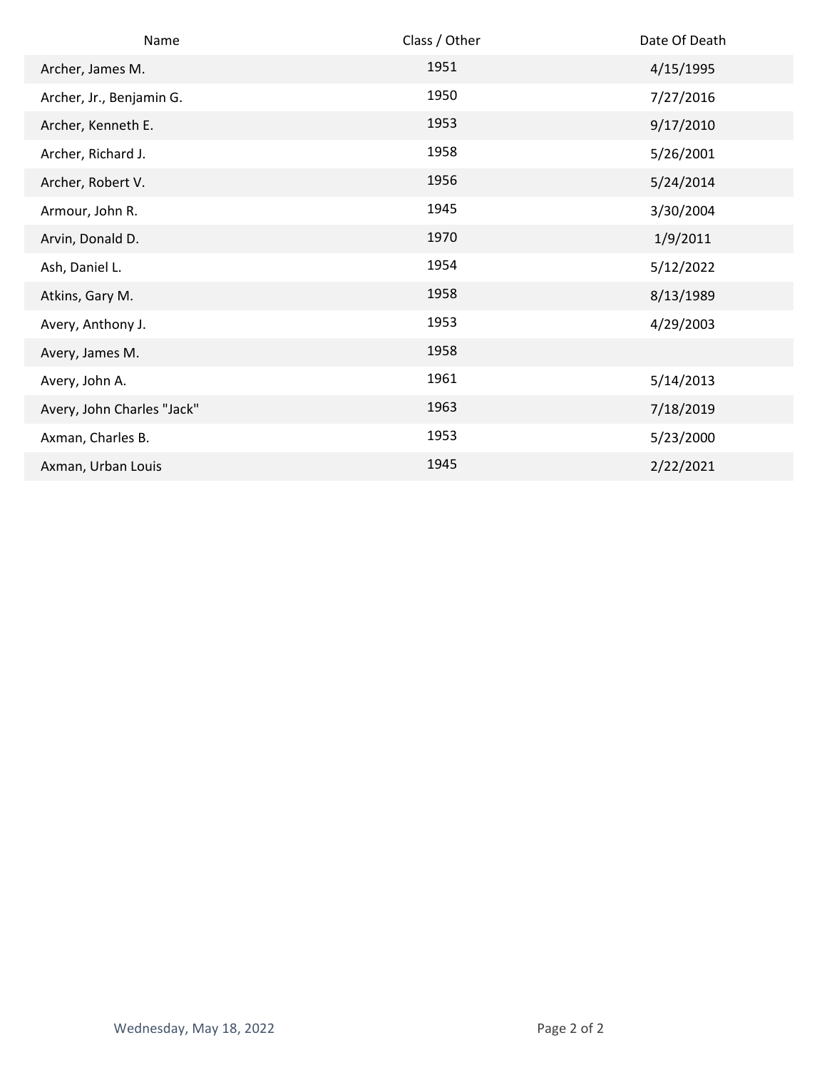| Name | Class / Other | Date Of Death |
|---|---|---|
| Archer, James M. | 1951 | 4/15/1995 |
| Archer, Jr., Benjamin G. | 1950 | 7/27/2016 |
| Archer, Kenneth E. | 1953 | 9/17/2010 |
| Archer, Richard J. | 1958 | 5/26/2001 |
| Archer, Robert V. | 1956 | 5/24/2014 |
| Armour, John R. | 1945 | 3/30/2004 |
| Arvin, Donald D. | 1970 | 1/9/2011 |
| Ash, Daniel L. | 1954 | 5/12/2022 |
| Atkins, Gary M. | 1958 | 8/13/1989 |
| Avery, Anthony J. | 1953 | 4/29/2003 |
| Avery, James M. | 1958 | |
| Avery, John A. | 1961 | 5/14/2013 |
| Avery, John Charles "Jack" | 1963 | 7/18/2019 |
| Axman, Charles B. | 1953 | 5/23/2000 |
| Axman, Urban Louis | 1945 | 2/22/2021 |

Wednesday, May 18, 2022